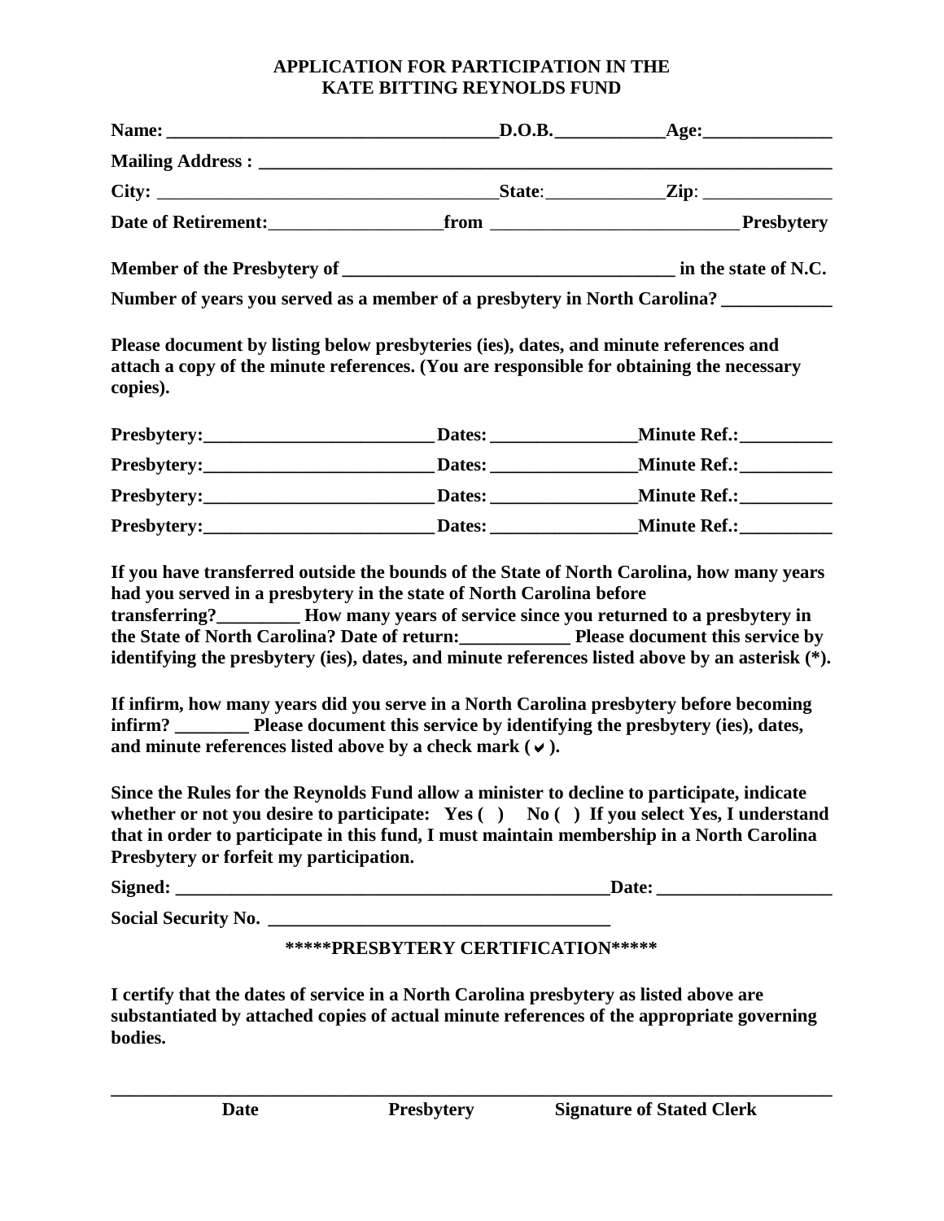**APPLICATION FOR PARTICIPATION IN THE**
**KATE BITTING REYNOLDS FUND**

**Name:** ___________________________________**D.O.B.**___________**Age:**_____________

**Mailing Address :** ____________________________________________________________

**City:** ____________________________________**State**:____________**Zip**: _____________

**Date of Retirement:**__________________**from** __________________________ **Presbytery**

**Member of the Presbytery of** __________________________________ **in the state of N.C.**

**Number of years you served as a member of a presbytery in North Carolina?** ___________

**Please document by listing below presbyteries (ies), dates, and minute references and attach a copy of the minute references. (You are responsible for obtaining the necessary copies).**

**Presbytery:**________________________ **Dates:** _______________**Minute Ref.:**_________

**Presbytery:**________________________ **Dates:** _______________**Minute Ref.:**_________

**Presbytery:**________________________ **Dates:** _______________**Minute Ref.:**_________

**Presbytery:**________________________ **Dates:** _______________**Minute Ref.:**_________

**If you have transferred outside the bounds of the State of North Carolina, how many years had you served in a presbytery in the state of North Carolina before transferring?**_________ **How many years of service since you returned to a presbytery in the State of North Carolina? Date of return:**____________ **Please document this service by identifying the presbytery (ies), dates, and minute references listed above by an asterisk (*).**

**If infirm, how many years did you serve in a North Carolina presbytery before becoming infirm?** ________ **Please document this service by identifying the presbytery (ies), dates, and minute references listed above by a check mark ( ✔ ).**

**Since the Rules for the Reynolds Fund allow a minister to decline to participate, indicate whether or not you desire to participate: Yes ( ) No ( ) If you select Yes, I understand that in order to participate in this fund, I must maintain membership in a North Carolina Presbytery or forfeit my participation.**

**Signed:** _______________________________________________**Date:** __________________

**Social Security No.** ____________________________________

**\*\*\*\*\*PRESBYTERY CERTIFICATION\*\*\*\*\***

**I certify that the dates of service in a North Carolina presbytery as listed above are substantiated by attached copies of actual minute references of the appropriate governing bodies.**

_________________________________________________________________________

**Date** **Presbytery** **Signature of Stated Clerk**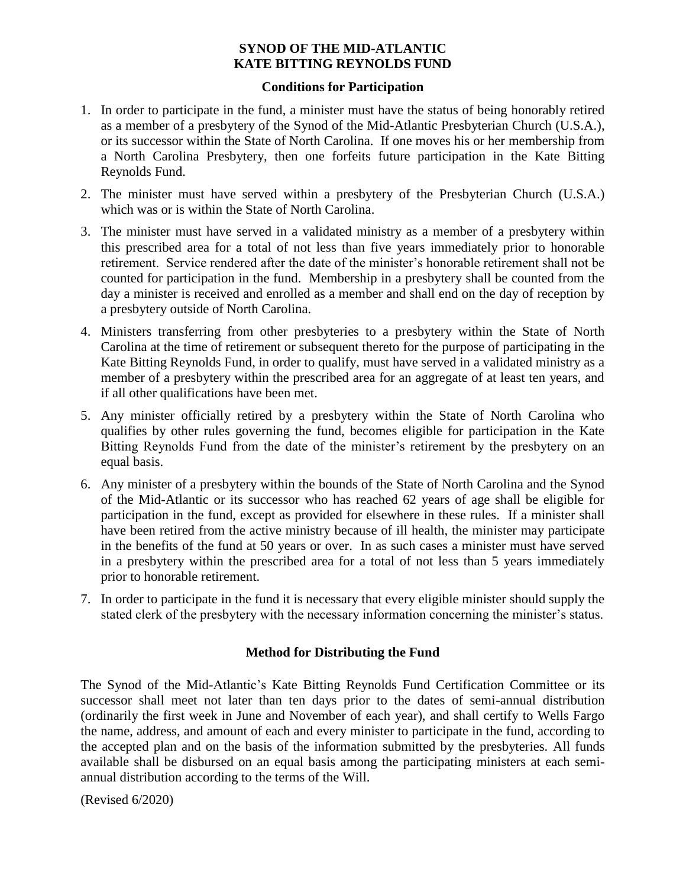**SYNOD OF THE MID-ATLANTIC**
**KATE BITTING REYNOLDS FUND**

**Conditions for Participation**

1. In order to participate in the fund, a minister must have the status of being honorably retired as a member of a presbytery of the Synod of the Mid-Atlantic Presbyterian Church (U.S.A.), or its successor within the State of North Carolina. If one moves his or her membership from a North Carolina Presbytery, then one forfeits future participation in the Kate Bitting Reynolds Fund.
2. The minister must have served within a presbytery of the Presbyterian Church (U.S.A.) which was or is within the State of North Carolina.
3. The minister must have served in a validated ministry as a member of a presbytery within this prescribed area for a total of not less than five years immediately prior to honorable retirement. Service rendered after the date of the minister's honorable retirement shall not be counted for participation in the fund. Membership in a presbytery shall be counted from the day a minister is received and enrolled as a member and shall end on the day of reception by a presbytery outside of North Carolina.
4. Ministers transferring from other presbyteries to a presbytery within the State of North Carolina at the time of retirement or subsequent thereto for the purpose of participating in the Kate Bitting Reynolds Fund, in order to qualify, must have served in a validated ministry as a member of a presbytery within the prescribed area for an aggregate of at least ten years, and if all other qualifications have been met.
5. Any minister officially retired by a presbytery within the State of North Carolina who qualifies by other rules governing the fund, becomes eligible for participation in the Kate Bitting Reynolds Fund from the date of the minister's retirement by the presbytery on an equal basis.
6. Any minister of a presbytery within the bounds of the State of North Carolina and the Synod of the Mid-Atlantic or its successor who has reached 62 years of age shall be eligible for participation in the fund, except as provided for elsewhere in these rules. If a minister shall have been retired from the active ministry because of ill health, the minister may participate in the benefits of the fund at 50 years or over. In as such cases a minister must have served in a presbytery within the prescribed area for a total of not less than 5 years immediately prior to honorable retirement.
7. In order to participate in the fund it is necessary that every eligible minister should supply the stated clerk of the presbytery with the necessary information concerning the minister's status.

**Method for Distributing the Fund**

The Synod of the Mid-Atlantic's Kate Bitting Reynolds Fund Certification Committee or its successor shall meet not later than ten days prior to the dates of semi-annual distribution (ordinarily the first week in June and November of each year), and shall certify to Wells Fargo the name, address, and amount of each and every minister to participate in the fund, according to the accepted plan and on the basis of the information submitted by the presbyteries. All funds available shall be disbursed on an equal basis among the participating ministers at each semi-annual distribution according to the terms of the Will.

(Revised 6/2020)